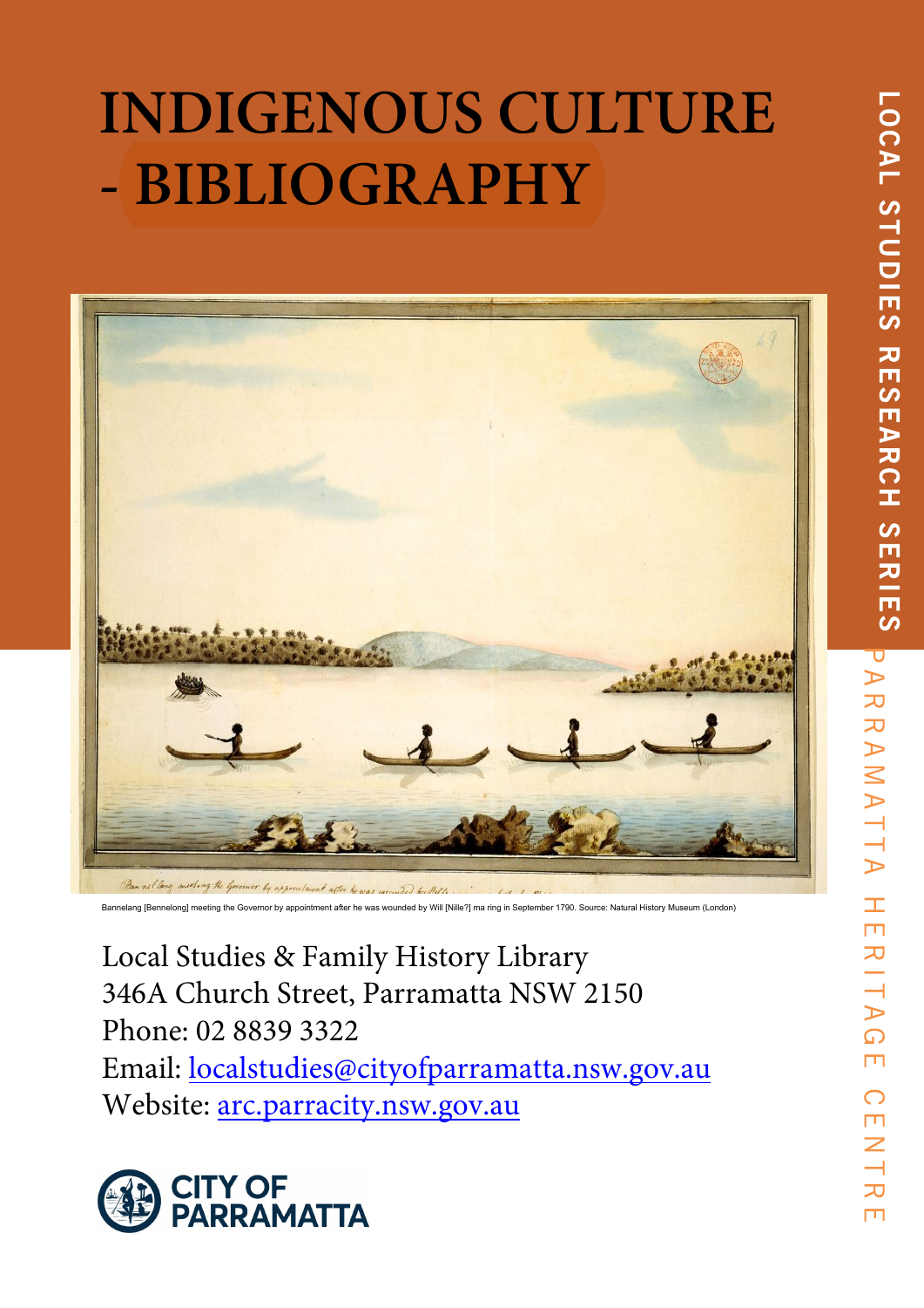# INDIGENOUS CULTURE - BIBLIOGRAPHY

LOCAL STUDIES RESEARCH SERIES

PARRAMATTA HERITAGE CENTRE

Bannelang [Bennelong] meeting the Governor by appointment after he was wounded by Will [Nille?] ma ring in September 1790. Source: Natural History Museum (London)

Local Studies & Family History Library
346A Church Street, Parramatta NSW 2150
Phone: 02 8839 3322
Email: localstudies@cityofparramatta.nsw.gov.au
Website: arc.parracity.nsw.gov.au

CITY OF PARRAMATTA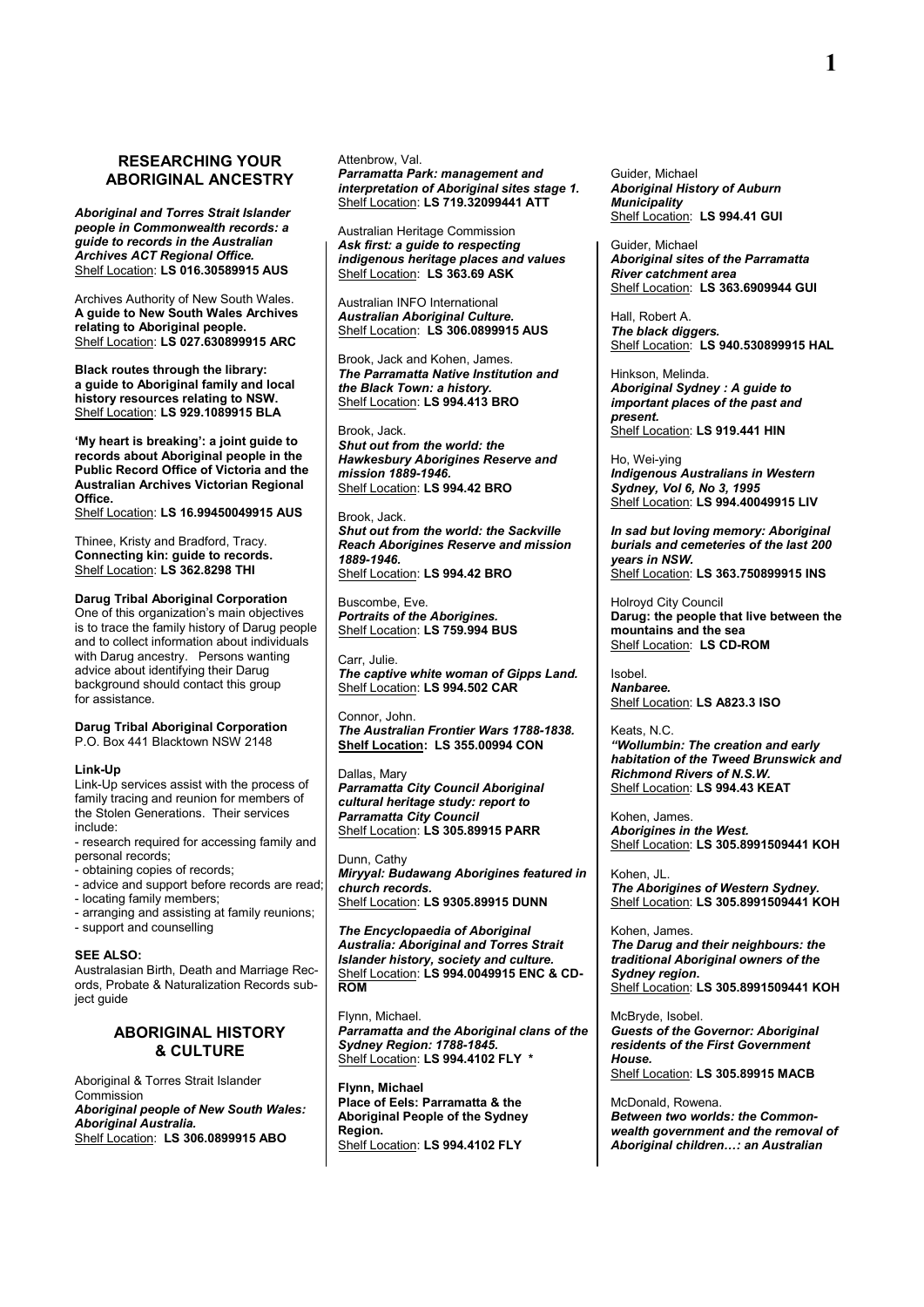## RESEARCHING YOUR ABORIGINAL ANCESTRY

***Aboriginal and Torres Strait Islander people in Commonwealth records: a guide to records in the Australian Archives ACT Regional Office.***
Shelf Location: **LS 016.30589915 AUS**

Archives Authority of New South Wales.
**A guide to New South Wales Archives relating to Aboriginal people.**
Shelf Location: **LS 027.630899915 ARC**

**Black routes through the library: a guide to Aboriginal family and local history resources relating to NSW.**
Shelf Location: **LS 929.1089915 BLA**

**'My heart is breaking': a joint guide to records about Aboriginal people in the Public Record Office of Victoria and the Australian Archives Victorian Regional Office.**
Shelf Location: **LS 16.99450049915 AUS**

Thinee, Kristy and Bradford, Tracy.
**Connecting kin: guide to records.**
Shelf Location: **LS 362.8298 THI**

**Darug Tribal Aboriginal Corporation**
One of this organization's main objectives is to trace the family history of Darug people and to collect information about individuals with Darug ancestry. Persons wanting advice about identifying their Darug background should contact this group for assistance.

**Darug Tribal Aboriginal Corporation**
P.O. Box 441 Blacktown NSW 2148

**Link-Up**
Link-Up services assist with the process of family tracing and reunion for members of the Stolen Generations. Their services include:
- research required for accessing family and personal records;
- obtaining copies of records;
- advice and support before records are read;
- locating family members;
- arranging and assisting at family reunions;
- support and counselling

**SEE ALSO:**
Australasian Birth, Death and Marriage Records, Probate & Naturalization Records subject guide

## ABORIGINAL HISTORY & CULTURE

Aboriginal & Torres Strait Islander Commission
***Aboriginal people of New South Wales: Aboriginal Australia.***
Shelf Location: **LS 306.0899915 ABO**

Attenbrow, Val.
***Parramatta Park: management and interpretation of Aboriginal sites stage 1.***
Shelf Location: **LS 719.32099441 ATT**

Australian Heritage Commission
***Ask first: a guide to respecting indigenous heritage places and values***
Shelf Location: **LS 363.69 ASK**

Australian INFO International
***Australian Aboriginal Culture.***
Shelf Location: **LS 306.0899915 AUS**

Brook, Jack and Kohen, James.
***The Parramatta Native Institution and the Black Town: a history.***
Shelf Location: **LS 994.413 BRO**

Brook, Jack.
***Shut out from the world: the Hawkesbury Aborigines Reserve and mission 1889-1946.***
Shelf Location: **LS 994.42 BRO**

Brook, Jack.
***Shut out from the world: the Sackville Reach Aborigines Reserve and mission 1889-1946.***
Shelf Location: **LS 994.42 BRO**

Buscombe, Eve.
***Portraits of the Aborigines.***
Shelf Location: **LS 759.994 BUS**

Carr, Julie.
***The captive white woman of Gipps Land.***
Shelf Location: **LS 994.502 CAR**

Connor, John.
***The Australian Frontier Wars 1788-1838.***
**Shelf Location: LS 355.00994 CON**

Dallas, Mary
***Parramatta City Council Aboriginal cultural heritage study: report to Parramatta City Council***
Shelf Location: **LS 305.89915 PARR**

Dunn, Cathy
***Miryyal: Budawang Aborigines featured in church records.***
Shelf Location: **LS 9305.89915 DUNN**

***The Encyclopaedia of Aboriginal Australia: Aboriginal and Torres Strait Islander history, society and culture.***
Shelf Location: **LS 994.0049915 ENC & CD-ROM**

Flynn, Michael.
***Parramatta and the Aboriginal clans of the Sydney Region: 1788-1845.***
Shelf Location: **LS 994.4102 FLY \***

**Flynn, Michael**
**Place of Eels: Parramatta & the Aboriginal People of the Sydney Region.**
Shelf Location: **LS 994.4102 FLY**

Guider, Michael
***Aboriginal History of Auburn Municipality***
Shelf Location: **LS 994.41 GUI**

Guider, Michael
***Aboriginal sites of the Parramatta River catchment area***
Shelf Location: **LS 363.6909944 GUI**

Hall, Robert A.
***The black diggers.***
Shelf Location: **LS 940.530899915 HAL**

Hinkson, Melinda.
***Aboriginal Sydney : A guide to important places of the past and present.***
Shelf Location: **LS 919.441 HIN**

Ho, Wei-ying
***Indigenous Australians in Western Sydney, Vol 6, No 3, 1995***
Shelf Location: **LS 994.40049915 LIV**

***In sad but loving memory: Aboriginal burials and cemeteries of the last 200 years in NSW.***
Shelf Location: **LS 363.750899915 INS**

Holroyd City Council
**Darug: the people that live between the mountains and the sea**
Shelf Location: **LS CD-ROM**

Isobel.
***Nanbaree.***
Shelf Location: **LS A823.3 ISO**

Keats, N.C.
***"Wollumbin: The creation and early habitation of the Tweed Brunswick and Richmond Rivers of N.S.W.***
Shelf Location: **LS 994.43 KEAT**

Kohen, James.
***Aborigines in the West.***
Shelf Location: **LS 305.8991509441 KOH**

Kohen, JL.
***The Aborigines of Western Sydney.***
Shelf Location: **LS 305.8991509441 KOH**

Kohen, James.
***The Darug and their neighbours: the traditional Aboriginal owners of the Sydney region.***
Shelf Location: **LS 305.8991509441 KOH**

McBryde, Isobel.
***Guests of the Governor: Aboriginal residents of the First Government House.***
Shelf Location: **LS 305.89915 MACB**

McDonald, Rowena.
***Between two worlds: the Commonwealth government and the removal of Aboriginal children…: an Australian***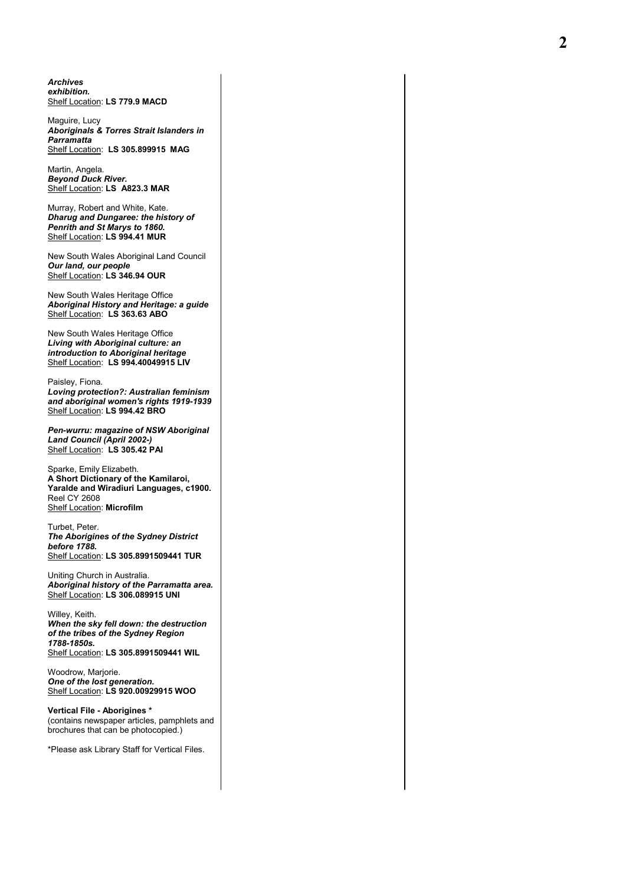***Archives exhibition.***
Shelf Location: **LS 779.9 MACD**

Maguire, Lucy
***Aboriginals & Torres Strait Islanders in Parramatta***
Shelf Location: **LS 305.899915 MAG**

Martin, Angela.
***Beyond Duck River.***
Shelf Location: **LS A823.3 MAR**

Murray, Robert and White, Kate.
***Dharug and Dungaree: the history of Penrith and St Marys to 1860.***
Shelf Location: **LS 994.41 MUR**

New South Wales Aboriginal Land Council
***Our land, our people***
Shelf Location: **LS 346.94 OUR**

New South Wales Heritage Office
***Aboriginal History and Heritage: a guide***
Shelf Location: **LS 363.63 ABO**

New South Wales Heritage Office
***Living with Aboriginal culture: an introduction to Aboriginal heritage***
Shelf Location: **LS 994.40049915 LIV**

Paisley, Fiona.
***Loving protection?: Australian feminism and aboriginal women's rights 1919-1939***
Shelf Location: **LS 994.42 BRO**

***Pen-wurru: magazine of NSW Aboriginal Land Council (April 2002-)***
Shelf Location: **LS 305.42 PAI**

Sparke, Emily Elizabeth.
**A Short Dictionary of the Kamilaroi, Yaralde and Wiradiuri Languages, c1900.**
Reel CY 2608
Shelf Location: **Microfilm**

Turbet, Peter.
***The Aborigines of the Sydney District before 1788.***
Shelf Location: **LS 305.8991509441 TUR**

Uniting Church in Australia.
***Aboriginal history of the Parramatta area.***
Shelf Location: **LS 306.089915 UNI**

Willey, Keith.
***When the sky fell down: the destruction of the tribes of the Sydney Region 1788-1850s.***
Shelf Location: **LS 305.8991509441 WIL**

Woodrow, Marjorie.
***One of the lost generation.***
Shelf Location: **LS 920.00929915 WOO**

**Vertical File - Aborigines \***
(contains newspaper articles, pamphlets and brochures that can be photocopied.)

*Please ask Library Staff for Vertical Files.